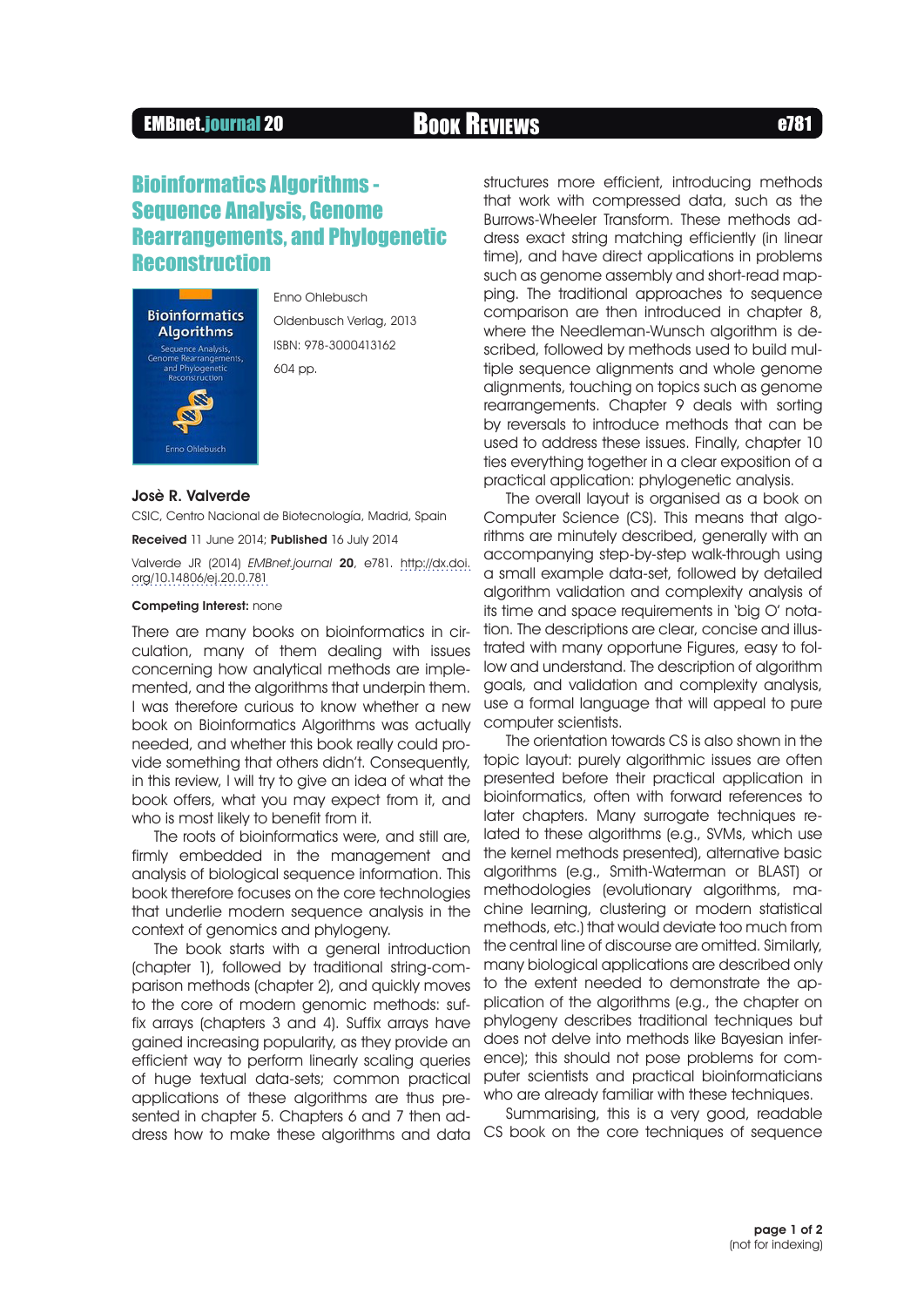# Bioinformatics Algorithms - Sequence Analysis, Genome Rearrangements, and Phylogenetic Reconstruction

Enno Ohlebusch

Oldenbusch Verlag, 2013

ISBN: 978-3000413162

604 pp.

**Josè R. Valverde**

CSIC, Centro Nacional de Biotecnología, Madrid, Spain

**Received** 11 June 2014; **Published** 16 July 2014

Valverde JR (2014) *EMBnet.journal* **20**, e781. http://dx.doi.org/10.14806/ej.20.0.781

**Competing Interest:** none

There are many books on bioinformatics in circulation, many of them dealing with issues concerning how analytical methods are implemented, and the algorithms that underpin them. I was therefore curious to know whether a new book on Bioinformatics Algorithms was actually needed, and whether this book really could provide something that others didn't. Consequently, in this review, I will try to give an idea of what the book offers, what you may expect from it, and who is most likely to benefit from it.

The roots of bioinformatics were, and still are, firmly embedded in the management and analysis of biological sequence information. This book therefore focuses on the core technologies that underlie modern sequence analysis in the context of genomics and phylogeny.

The book starts with a general introduction (chapter 1), followed by traditional string-comparison methods (chapter 2), and quickly moves to the core of modern genomic methods: suffix arrays (chapters 3 and 4). Suffix arrays have gained increasing popularity, as they provide an efficient way to perform linearly scaling queries of huge textual data-sets; common practical applications of these algorithms are thus presented in chapter 5. Chapters 6 and 7 then address how to make these algorithms and data structures more efficient, introducing methods that work with compressed data, such as the Burrows-Wheeler Transform. These methods address exact string matching efficiently (in linear time), and have direct applications in problems such as genome assembly and short-read mapping. The traditional approaches to sequence comparison are then introduced in chapter 8, where the Needleman-Wunsch algorithm is described, followed by methods used to build multiple sequence alignments and whole genome alignments, touching on topics such as genome rearrangements. Chapter 9 deals with sorting by reversals to introduce methods that can be used to address these issues. Finally, chapter 10 ties everything together in a clear exposition of a practical application: phylogenetic analysis.

The overall layout is organised as a book on Computer Science (CS). This means that algorithms are minutely described, generally with an accompanying step-by-step walk-through using a small example data-set, followed by detailed algorithm validation and complexity analysis of its time and space requirements in 'big O' notation. The descriptions are clear, concise and illustrated with many opportune Figures, easy to follow and understand. The description of algorithm goals, and validation and complexity analysis, use a formal language that will appeal to pure computer scientists.

The orientation towards CS is also shown in the topic layout: purely algorithmic issues are often presented before their practical application in bioinformatics, often with forward references to later chapters. Many surrogate techniques related to these algorithms (e.g., SVMs, which use the kernel methods presented), alternative basic algorithms (e.g., Smith-Waterman or BLAST) or methodologies (evolutionary algorithms, machine learning, clustering or modern statistical methods, etc.) that would deviate too much from the central line of discourse are omitted. Similarly, many biological applications are described only to the extent needed to demonstrate the application of the algorithms (e.g., the chapter on phylogeny describes traditional techniques but does not delve into methods like Bayesian inference); this should not pose problems for computer scientists and practical bioinformaticians who are already familiar with these techniques.

Summarising, this is a very good, readable CS book on the core techniques of sequence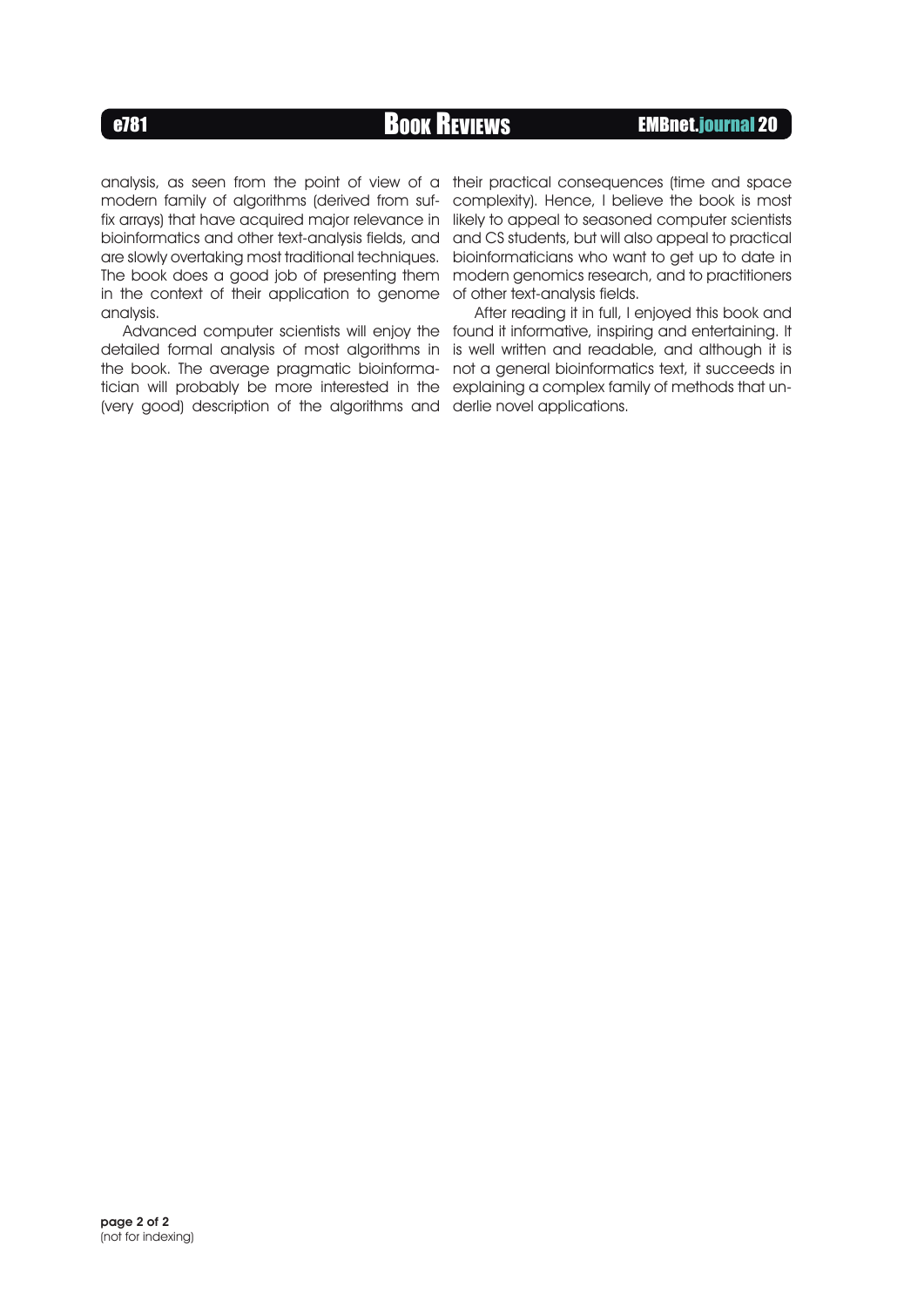analysis, as seen from the point of view of a modern family of algorithms (derived from suffix arrays) that have acquired major relevance in bioinformatics and other text-analysis fields, and are slowly overtaking most traditional techniques. The book does a good job of presenting them in the context of their application to genome analysis.

Advanced computer scientists will enjoy the detailed formal analysis of most algorithms in the book. The average pragmatic bioinformatician will probably be more interested in the (very good) description of the algorithms and their practical consequences (time and space complexity). Hence, I believe the book is most likely to appeal to seasoned computer scientists and CS students, but will also appeal to practical bioinformaticians who want to get up to date in modern genomics research, and to practitioners of other text-analysis fields.

After reading it in full, I enjoyed this book and found it informative, inspiring and entertaining. It is well written and readable, and although it is not a general bioinformatics text, it succeeds in explaining a complex family of methods that underlie novel applications.